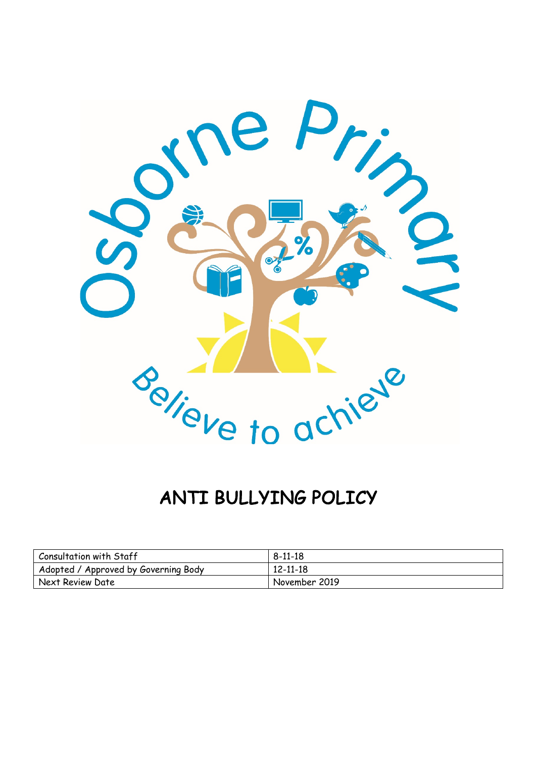Osborne Primary

Believe to achieve

# ANTI BULLYING POLICY

| Consultation with Staff | 8-11-18 |
| --- | --- |
| Adopted / Approved by Governing Body | 12-11-18 |
| Next Review Date | November 2019 |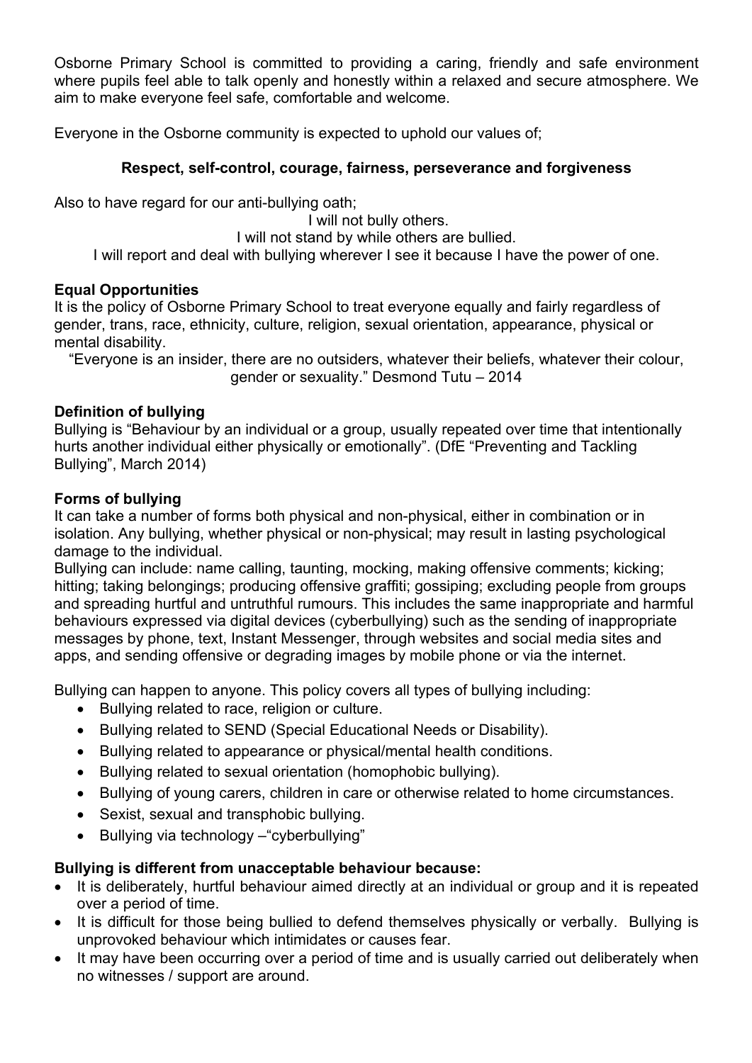Osborne Primary School is committed to providing a caring, friendly and safe environment where pupils feel able to talk openly and honestly within a relaxed and secure atmosphere. We aim to make everyone feel safe, comfortable and welcome.

Everyone in the Osborne community is expected to uphold our values of;

**Respect, self-control, courage, fairness, perseverance and forgiveness**

Also to have regard for our anti-bullying oath;

I will not bully others.
I will not stand by while others are bullied.
I will report and deal with bullying wherever I see it because I have the power of one.

**Equal Opportunities**

It is the policy of Osborne Primary School to treat everyone equally and fairly regardless of gender, trans, race, ethnicity, culture, religion, sexual orientation, appearance, physical or mental disability.

"Everyone is an insider, there are no outsiders, whatever their beliefs, whatever their colour, gender or sexuality." Desmond Tutu – 2014

**Definition of bullying**

Bullying is "Behaviour by an individual or a group, usually repeated over time that intentionally hurts another individual either physically or emotionally". (DfE "Preventing and Tackling Bullying", March 2014)

**Forms of bullying**

It can take a number of forms both physical and non-physical, either in combination or in isolation. Any bullying, whether physical or non-physical; may result in lasting psychological damage to the individual.

Bullying can include: name calling, taunting, mocking, making offensive comments; kicking; hitting; taking belongings; producing offensive graffiti; gossiping; excluding people from groups and spreading hurtful and untruthful rumours. This includes the same inappropriate and harmful behaviours expressed via digital devices (cyberbullying) such as the sending of inappropriate messages by phone, text, Instant Messenger, through websites and social media sites and apps, and sending offensive or degrading images by mobile phone or via the internet.

Bullying can happen to anyone. This policy covers all types of bullying including:

- Bullying related to race, religion or culture.
- Bullying related to SEND (Special Educational Needs or Disability).
- Bullying related to appearance or physical/mental health conditions.
- Bullying related to sexual orientation (homophobic bullying).
- Bullying of young carers, children in care or otherwise related to home circumstances.
- Sexist, sexual and transphobic bullying.
- Bullying via technology –"cyberbullying"

**Bullying is different from unacceptable behaviour because:**

- It is deliberately, hurtful behaviour aimed directly at an individual or group and it is repeated over a period of time.
- It is difficult for those being bullied to defend themselves physically or verbally. Bullying is unprovoked behaviour which intimidates or causes fear.
- It may have been occurring over a period of time and is usually carried out deliberately when no witnesses / support are around.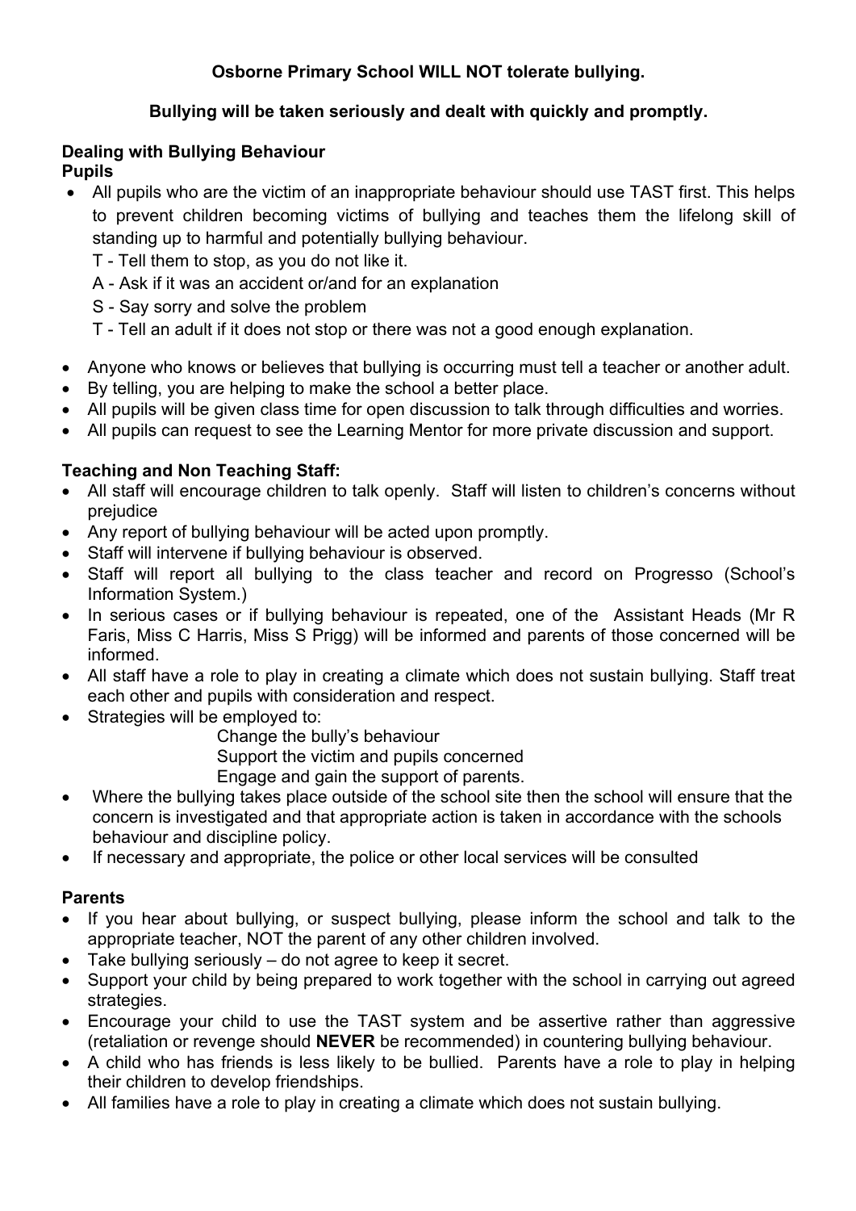**Osborne Primary School WILL NOT tolerate bullying.**

**Bullying will be taken seriously and dealt with quickly and promptly.**

## Dealing with Bullying Behaviour

### Pupils

- All pupils who are the victim of an inappropriate behaviour should use TAST first. This helps to prevent children becoming victims of bullying and teaches them the lifelong skill of standing up to harmful and potentially bullying behaviour.
  T - Tell them to stop, as you do not like it.
  A - Ask if it was an accident or/and for an explanation
  S - Say sorry and solve the problem
  T - Tell an adult if it does not stop or there was not a good enough explanation.
- Anyone who knows or believes that bullying is occurring must tell a teacher or another adult.
- By telling, you are helping to make the school a better place.
- All pupils will be given class time for open discussion to talk through difficulties and worries.
- All pupils can request to see the Learning Mentor for more private discussion and support.

### Teaching and Non Teaching Staff:

- All staff will encourage children to talk openly. Staff will listen to children's concerns without prejudice
- Any report of bullying behaviour will be acted upon promptly.
- Staff will intervene if bullying behaviour is observed.
- Staff will report all bullying to the class teacher and record on Progresso (School's Information System.)
- In serious cases or if bullying behaviour is repeated, one of the Assistant Heads (Mr R Faris, Miss C Harris, Miss S Prigg) will be informed and parents of those concerned will be informed.
- All staff have a role to play in creating a climate which does not sustain bullying. Staff treat each other and pupils with consideration and respect.
- Strategies will be employed to:
  Change the bully's behaviour
  Support the victim and pupils concerned
  Engage and gain the support of parents.
- Where the bullying takes place outside of the school site then the school will ensure that the concern is investigated and that appropriate action is taken in accordance with the schools behaviour and discipline policy.
- If necessary and appropriate, the police or other local services will be consulted

### Parents

- If you hear about bullying, or suspect bullying, please inform the school and talk to the appropriate teacher, NOT the parent of any other children involved.
- Take bullying seriously – do not agree to keep it secret.
- Support your child by being prepared to work together with the school in carrying out agreed strategies.
- Encourage your child to use the TAST system and be assertive rather than aggressive (retaliation or revenge should **NEVER** be recommended) in countering bullying behaviour.
- A child who has friends is less likely to be bullied. Parents have a role to play in helping their children to develop friendships.
- All families have a role to play in creating a climate which does not sustain bullying.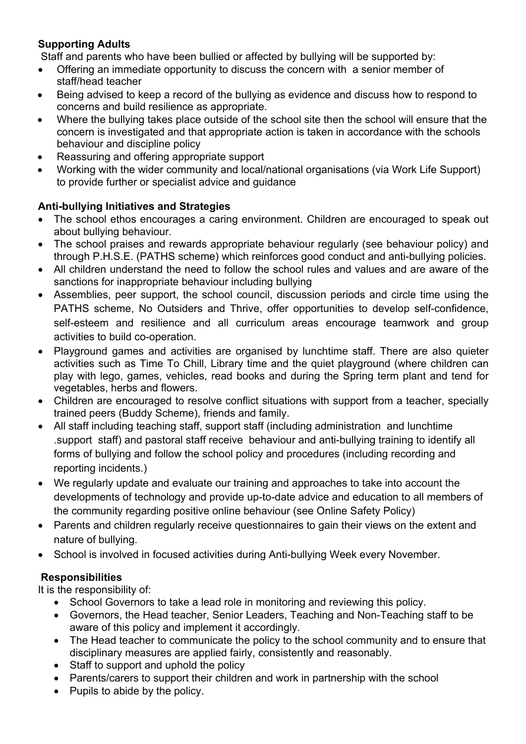**Supporting Adults**

Staff and parents who have been bullied or affected by bullying will be supported by:

- Offering an immediate opportunity to discuss the concern with a senior member of staff/head teacher
- Being advised to keep a record of the bullying as evidence and discuss how to respond to concerns and build resilience as appropriate.
- Where the bullying takes place outside of the school site then the school will ensure that the concern is investigated and that appropriate action is taken in accordance with the schools behaviour and discipline policy
- Reassuring and offering appropriate support
- Working with the wider community and local/national organisations (via Work Life Support) to provide further or specialist advice and guidance

**Anti-bullying Initiatives and Strategies**

- The school ethos encourages a caring environment. Children are encouraged to speak out about bullying behaviour.
- The school praises and rewards appropriate behaviour regularly (see behaviour policy) and through P.H.S.E. (PATHS scheme) which reinforces good conduct and anti-bullying policies.
- All children understand the need to follow the school rules and values and are aware of the sanctions for inappropriate behaviour including bullying
- Assemblies, peer support, the school council, discussion periods and circle time using the PATHS scheme, No Outsiders and Thrive, offer opportunities to develop self-confidence, self-esteem and resilience and all curriculum areas encourage teamwork and group activities to build co-operation.
- Playground games and activities are organised by lunchtime staff. There are also quieter activities such as Time To Chill, Library time and the quiet playground (where children can play with lego, games, vehicles, read books and during the Spring term plant and tend for vegetables, herbs and flowers.
- Children are encouraged to resolve conflict situations with support from a teacher, specially trained peers (Buddy Scheme), friends and family.
- All staff including teaching staff, support staff (including administration and lunchtime .support staff) and pastoral staff receive behaviour and anti-bullying training to identify all forms of bullying and follow the school policy and procedures (including recording and reporting incidents.)
- We regularly update and evaluate our training and approaches to take into account the developments of technology and provide up-to-date advice and education to all members of the community regarding positive online behaviour (see Online Safety Policy)
- Parents and children regularly receive questionnaires to gain their views on the extent and nature of bullying.
- School is involved in focused activities during Anti-bullying Week every November.

**Responsibilities**

It is the responsibility of:

- School Governors to take a lead role in monitoring and reviewing this policy.
- Governors, the Head teacher, Senior Leaders, Teaching and Non-Teaching staff to be aware of this policy and implement it accordingly.
- The Head teacher to communicate the policy to the school community and to ensure that disciplinary measures are applied fairly, consistently and reasonably.
- Staff to support and uphold the policy
- Parents/carers to support their children and work in partnership with the school
- Pupils to abide by the policy.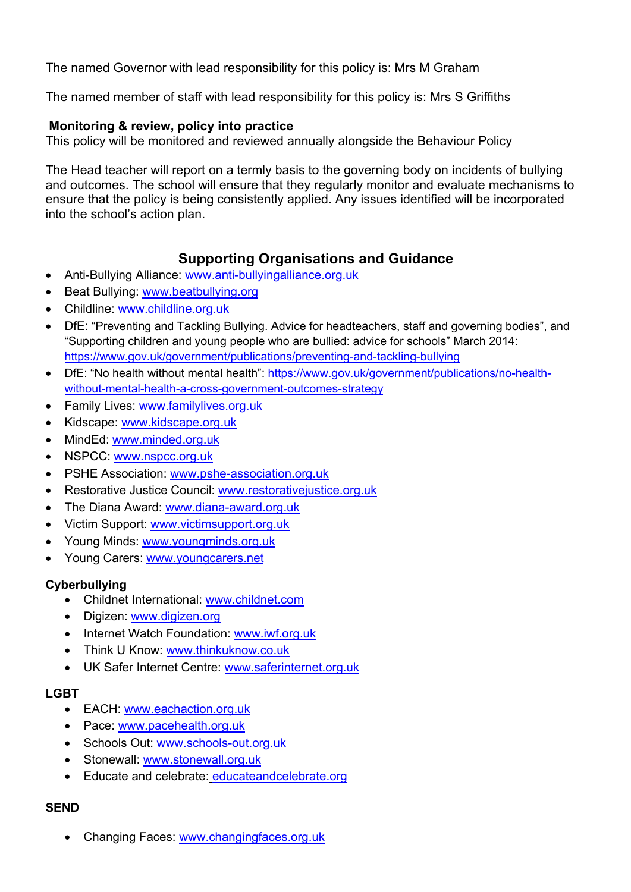The named Governor with lead responsibility for this policy is: Mrs M Graham

The named member of staff with lead responsibility for this policy is: Mrs S Griffiths

**Monitoring & review, policy into practice**
This policy will be monitored and reviewed annually alongside the Behaviour Policy

The Head teacher will report on a termly basis to the governing body on incidents of bullying and outcomes. The school will ensure that they regularly monitor and evaluate mechanisms to ensure that the policy is being consistently applied. Any issues identified will be incorporated into the school's action plan.

## Supporting Organisations and Guidance

- Anti-Bullying Alliance: www.anti-bullyingalliance.org.uk
- Beat Bullying: www.beatbullying.org
- Childline: www.childline.org.uk
- DfE: "Preventing and Tackling Bullying. Advice for headteachers, staff and governing bodies", and "Supporting children and young people who are bullied: advice for schools" March 2014: https://www.gov.uk/government/publications/preventing-and-tackling-bullying
- DfE: "No health without mental health": https://www.gov.uk/government/publications/no-health-without-mental-health-a-cross-government-outcomes-strategy
- Family Lives: www.familylives.org.uk
- Kidscape: www.kidscape.org.uk
- MindEd: www.minded.org.uk
- NSPCC: www.nspcc.org.uk
- PSHE Association: www.pshe-association.org.uk
- Restorative Justice Council: www.restorativejustice.org.uk
- The Diana Award: www.diana-award.org.uk
- Victim Support: www.victimsupport.org.uk
- Young Minds: www.youngminds.org.uk
- Young Carers: www.youngcarers.net

**Cyberbullying**

- Childnet International: www.childnet.com
- Digizen: www.digizen.org
- Internet Watch Foundation: www.iwf.org.uk
- Think U Know: www.thinkuknow.co.uk
- UK Safer Internet Centre: www.saferinternet.org.uk

**LGBT**

- EACH: www.eachaction.org.uk
- Pace: www.pacehealth.org.uk
- Schools Out: www.schools-out.org.uk
- Stonewall: www.stonewall.org.uk
- Educate and celebrate: educateandcelebrate.org

**SEND**

- Changing Faces: www.changingfaces.org.uk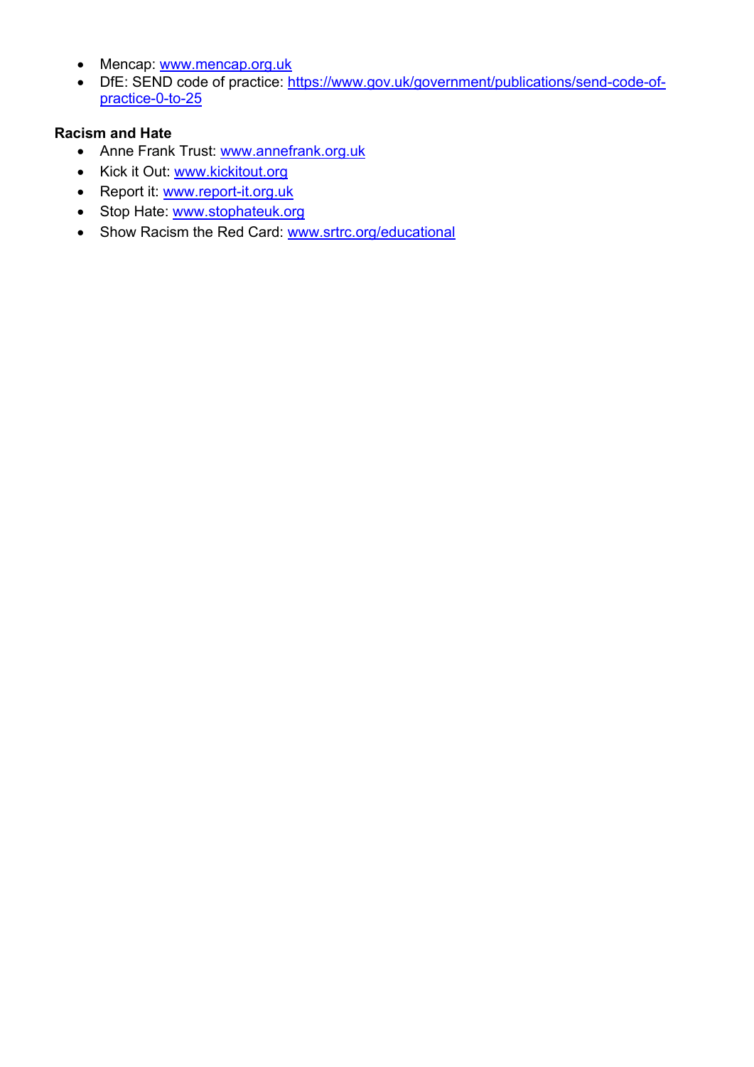- Mencap: [www.mencap.org.uk](http://www.mencap.org.uk)
- DfE: SEND code of practice: [https://www.gov.uk/government/publications/send-code-of-practice-0-to-25](https://www.gov.uk/government/publications/send-code-of-practice-0-to-25)

**Racism and Hate**

- Anne Frank Trust: [www.annefrank.org.uk](http://www.annefrank.org.uk)
- Kick it Out: [www.kickitout.org](http://www.kickitout.org)
- Report it: [www.report-it.org.uk](http://www.report-it.org.uk)
- Stop Hate: [www.stophateuk.org](http://www.stophateuk.org)
- Show Racism the Red Card: [www.srtrc.org/educational](http://www.srtrc.org/educational)